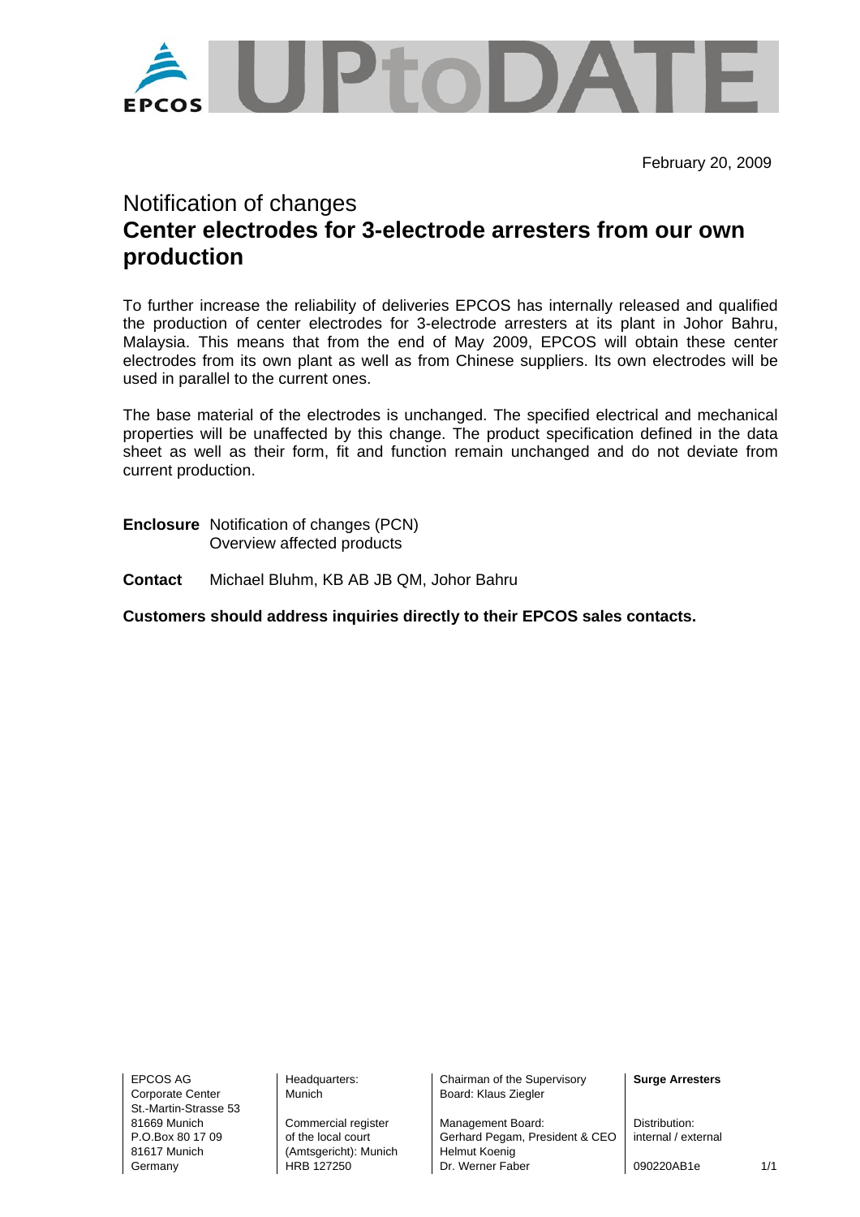February 20, 2009

# Notification of changes
## Center electrodes for 3-electrode arresters from our own production

To further increase the reliability of deliveries EPCOS has internally released and qualified the production of center electrodes for 3-electrode arresters at its plant in Johor Bahru, Malaysia. This means that from the end of May 2009, EPCOS will obtain these center electrodes from its own plant as well as from Chinese suppliers. Its own electrodes will be used in parallel to the current ones.

The base material of the electrodes is unchanged. The specified electrical and mechanical properties will be unaffected by this change. The product specification defined in the data sheet as well as their form, fit and function remain unchanged and do not deviate from current production.

**Enclosure** Notification of changes (PCN)
Overview affected products

**Contact** Michael Bluhm, KB AB JB QM, Johor Bahru

**Customers should address inquiries directly to their EPCOS sales contacts.**

EPCOS AG
Corporate Center
St.-Martin-Strasse 53
81669 Munich
P.O.Box 80 17 09
81617 Munich
Germany

Headquarters:
Munich

Commercial register
of the local court
(Amtsgericht): Munich
HRB 127250

Chairman of the Supervisory
Board: Klaus Ziegler

Management Board:
Gerhard Pegam, President & CEO
Helmut Koenig
Dr. Werner Faber

**Surge Arresters**

Distribution:
internal / external

090220AB1e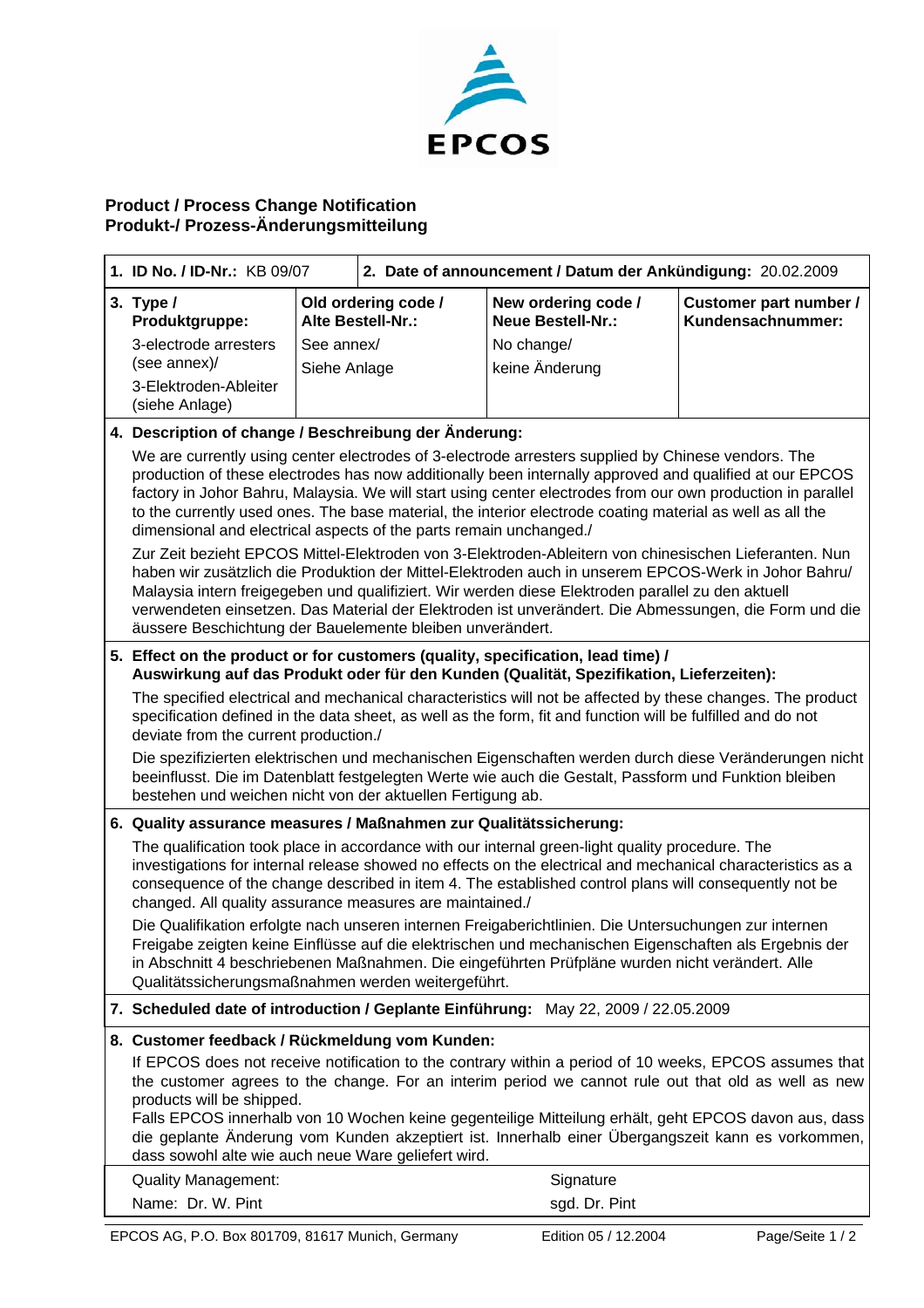# Product / Process Change Notification
# Produkt-/ Prozess-Änderungsmitteilung

| **1. ID No. / ID-Nr.:** KB 09/07 | **2. Date of announcement / Datum der Ankündigung:** 20.02.2009 | | |
|---|---|---|---|
| **3. Type / Produktgruppe:** 3-electrode arresters (see annex)/ 3-Elektroden-Ableiter (siehe Anlage) | **Old ordering code / Alte Bestell-Nr.:** See annex/ Siehe Anlage | **New ordering code / Neue Bestell-Nr.:** No change/ keine Änderung | **Customer part number / Kundensachnummer:** |

**4. Description of change / Beschreibung der Änderung:**

We are currently using center electrodes of 3-electrode arresters supplied by Chinese vendors. The production of these electrodes has now additionally been internally approved and qualified at our EPCOS factory in Johor Bahru, Malaysia. We will start using center electrodes from our own production in parallel to the currently used ones. The base material, the interior electrode coating material as well as all the dimensional and electrical aspects of the parts remain unchanged./

Zur Zeit bezieht EPCOS Mittel-Elektroden von 3-Elektroden-Ableitern von chinesischen Lieferanten. Nun haben wir zusätzlich die Produktion der Mittel-Elektroden auch in unserem EPCOS-Werk in Johor Bahru/ Malaysia intern freigegeben und qualifiziert. Wir werden diese Elektroden parallel zu den aktuell verwendeten einsetzen. Das Material der Elektroden ist unverändert. Die Abmessungen, die Form und die äussere Beschichtung der Bauelemente bleiben unverändert.

**5. Effect on the product or for customers (quality, specification, lead time) / Auswirkung auf das Produkt oder für den Kunden (Qualität, Spezifikation, Lieferzeiten):**

The specified electrical and mechanical characteristics will not be affected by these changes. The product specification defined in the data sheet, as well as the form, fit and function will be fulfilled and do not deviate from the current production./

Die spezifizierten elektrischen und mechanischen Eigenschaften werden durch diese Veränderungen nicht beeinflusst. Die im Datenblatt festgelegten Werte wie auch die Gestalt, Passform und Funktion bleiben bestehen und weichen nicht von der aktuellen Fertigung ab.

**6. Quality assurance measures / Maßnahmen zur Qualitätssicherung:**

The qualification took place in accordance with our internal green-light quality procedure. The investigations for internal release showed no effects on the electrical and mechanical characteristics as a consequence of the change described in item 4. The established control plans will consequently not be changed. All quality assurance measures are maintained./

Die Qualifikation erfolgte nach unseren internen Freigaberichtlinien. Die Untersuchungen zur internen Freigabe zeigten keine Einflüsse auf die elektrischen und mechanischen Eigenschaften als Ergebnis der in Abschnitt 4 beschriebenen Maßnahmen. Die eingeführten Prüfpläne wurden nicht verändert. Alle Qualitätssicherungsmaßnahmen werden weitergeführt.

**7. Scheduled date of introduction / Geplante Einführung:** May 22, 2009 / 22.05.2009

**8. Customer feedback / Rückmeldung vom Kunden:**

If EPCOS does not receive notification to the contrary within a period of 10 weeks, EPCOS assumes that the customer agrees to the change. For an interim period we cannot rule out that old as well as new products will be shipped.
Falls EPCOS innerhalb von 10 Wochen keine gegenteilige Mitteilung erhält, geht EPCOS davon aus, dass die geplante Änderung vom Kunden akzeptiert ist. Innerhalb einer Übergangszeit kann es vorkommen, dass sowohl alte wie auch neue Ware geliefert wird.

| Quality Management: | Signature |
|---|---|
| Name: Dr. W. Pint | sgd. Dr. Pint |

EPCOS AG, P.O. Box 801709, 81617 Munich, Germany — Edition 05 / 12.2004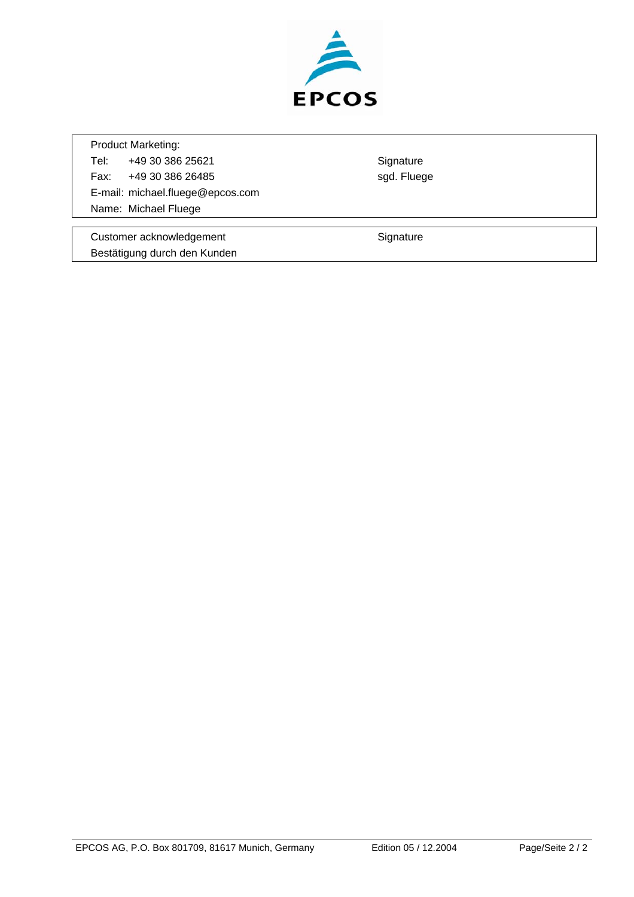| Product Marketing: | |
|---|---|
| Tel: +49 30 386 25621 | Signature |
| Fax: +49 30 386 26485 | sgd. Fluege |
| E-mail: michael.fluege@epcos.com | |
| Name: Michael Fluege | |

| Customer acknowledgement | Signature |
|---|---|
| Bestätigung durch den Kunden | |

EPCOS AG, P.O. Box 801709, 81617 Munich, Germany    Edition 05 / 12.2004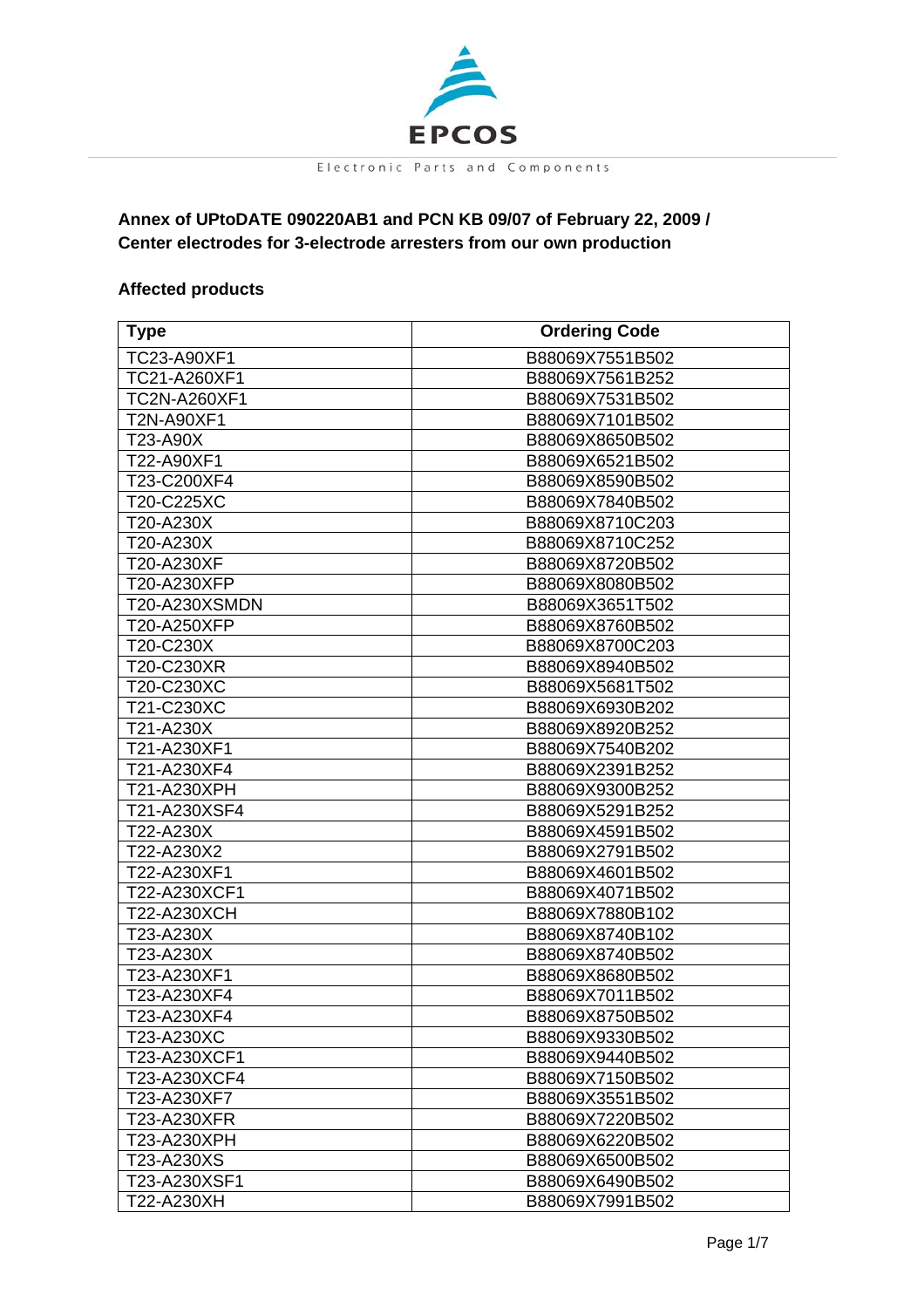EPCOS

Electronic Parts and Components

**Annex of UPtoDATE 090220AB1 and PCN KB 09/07 of February 22, 2009 / Center electrodes for 3-electrode arresters from our own production**

**Affected products**

| Type | Ordering Code |
|---|---|
| TC23-A90XF1 | B88069X7551B502 |
| TC21-A260XF1 | B88069X7561B252 |
| TC2N-A260XF1 | B88069X7531B502 |
| T2N-A90XF1 | B88069X7101B502 |
| T23-A90X | B88069X8650B502 |
| T22-A90XF1 | B88069X6521B502 |
| T23-C200XF4 | B88069X8590B502 |
| T20-C225XC | B88069X7840B502 |
| T20-A230X | B88069X8710C203 |
| T20-A230X | B88069X8710C252 |
| T20-A230XF | B88069X8720B502 |
| T20-A230XFP | B88069X8080B502 |
| T20-A230XSMDN | B88069X3651T502 |
| T20-A250XFP | B88069X8760B502 |
| T20-C230X | B88069X8700C203 |
| T20-C230XR | B88069X8940B502 |
| T20-C230XC | B88069X5681T502 |
| T21-C230XC | B88069X6930B202 |
| T21-A230X | B88069X8920B252 |
| T21-A230XF1 | B88069X7540B202 |
| T21-A230XF4 | B88069X2391B252 |
| T21-A230XPH | B88069X9300B252 |
| T21-A230XSF4 | B88069X5291B252 |
| T22-A230X | B88069X4591B502 |
| T22-A230X2 | B88069X2791B502 |
| T22-A230XF1 | B88069X4601B502 |
| T22-A230XCF1 | B88069X4071B502 |
| T22-A230XCH | B88069X7880B102 |
| T23-A230X | B88069X8740B102 |
| T23-A230X | B88069X8740B502 |
| T23-A230XF1 | B88069X8680B502 |
| T23-A230XF4 | B88069X7011B502 |
| T23-A230XF4 | B88069X8750B502 |
| T23-A230XC | B88069X9330B502 |
| T23-A230XCF1 | B88069X9440B502 |
| T23-A230XCF4 | B88069X7150B502 |
| T23-A230XF7 | B88069X3551B502 |
| T23-A230XFR | B88069X7220B502 |
| T23-A230XPH | B88069X6220B502 |
| T23-A230XS | B88069X6500B502 |
| T23-A230XSF1 | B88069X6490B502 |
| T22-A230XH | B88069X7991B502 |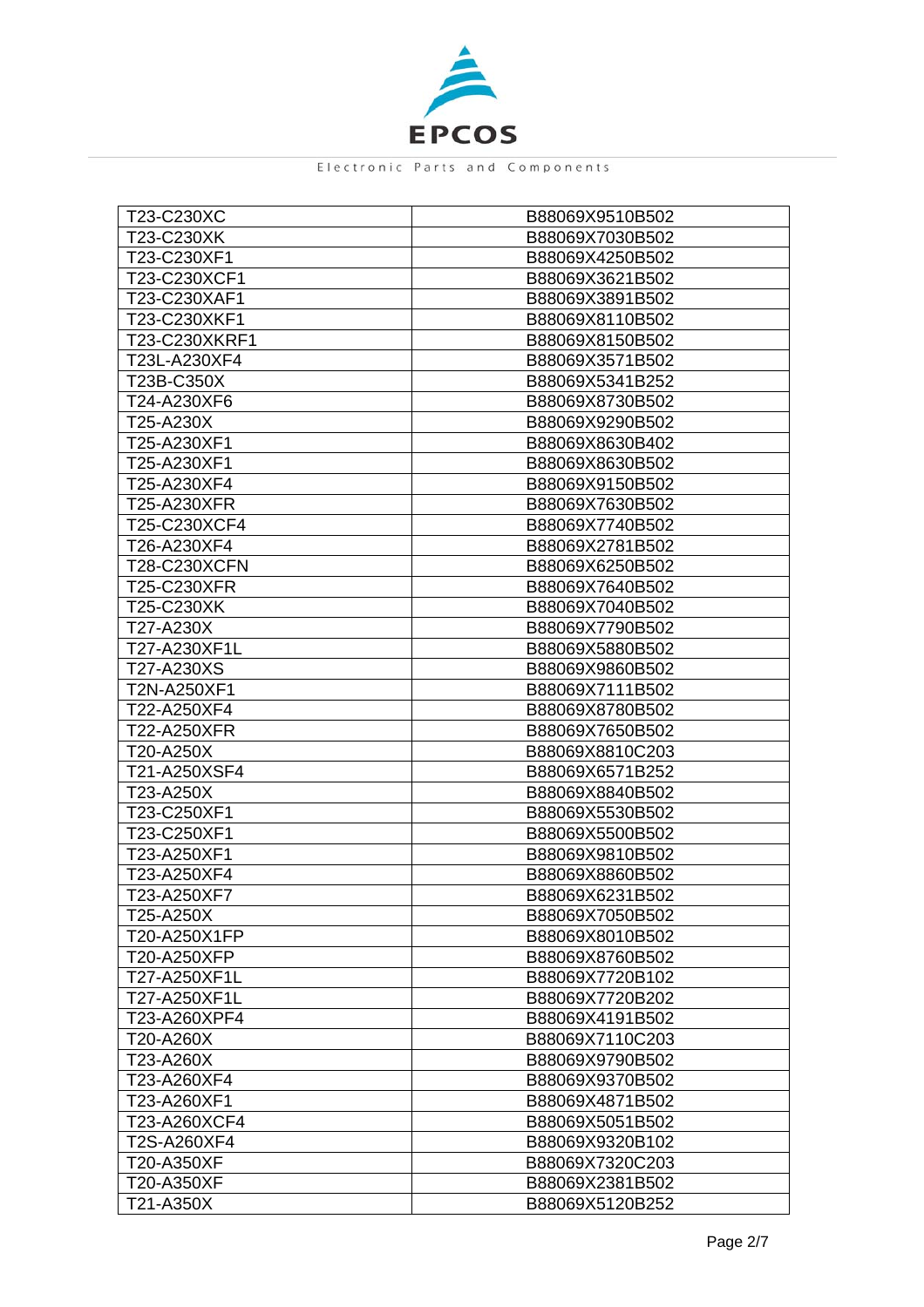| T23-C230XC | B88069X9510B502 |
|---|---|
| T23-C230XK | B88069X7030B502 |
| T23-C230XF1 | B88069X4250B502 |
| T23-C230XCF1 | B88069X3621B502 |
| T23-C230XAF1 | B88069X3891B502 |
| T23-C230XKF1 | B88069X8110B502 |
| T23-C230XKRF1 | B88069X8150B502 |
| T23L-A230XF4 | B88069X3571B502 |
| T23B-C350X | B88069X5341B252 |
| T24-A230XF6 | B88069X8730B502 |
| T25-A230X | B88069X9290B502 |
| T25-A230XF1 | B88069X8630B402 |
| T25-A230XF1 | B88069X8630B502 |
| T25-A230XF4 | B88069X9150B502 |
| T25-A230XFR | B88069X7630B502 |
| T25-C230XCF4 | B88069X7740B502 |
| T26-A230XF4 | B88069X2781B502 |
| T28-C230XCFN | B88069X6250B502 |
| T25-C230XFR | B88069X7640B502 |
| T25-C230XK | B88069X7040B502 |
| T27-A230X | B88069X7790B502 |
| T27-A230XF1L | B88069X5880B502 |
| T27-A230XS | B88069X9860B502 |
| T2N-A250XF1 | B88069X7111B502 |
| T22-A250XF4 | B88069X8780B502 |
| T22-A250XFR | B88069X7650B502 |
| T20-A250X | B88069X8810C203 |
| T21-A250XSF4 | B88069X6571B252 |
| T23-A250X | B88069X8840B502 |
| T23-C250XF1 | B88069X5530B502 |
| T23-C250XF1 | B88069X5500B502 |
| T23-A250XF1 | B88069X9810B502 |
| T23-A250XF4 | B88069X8860B502 |
| T23-A250XF7 | B88069X6231B502 |
| T25-A250X | B88069X7050B502 |
| T20-A250X1FP | B88069X8010B502 |
| T20-A250XFP | B88069X8760B502 |
| T27-A250XF1L | B88069X7720B102 |
| T27-A250XF1L | B88069X7720B202 |
| T23-A260XPF4 | B88069X4191B502 |
| T20-A260X | B88069X7110C203 |
| T23-A260X | B88069X9790B502 |
| T23-A260XF4 | B88069X9370B502 |
| T23-A260XF1 | B88069X4871B502 |
| T23-A260XCF4 | B88069X5051B502 |
| T2S-A260XF4 | B88069X9320B102 |
| T20-A350XF | B88069X7320C203 |
| T20-A350XF | B88069X2381B502 |
| T21-A350X | B88069X5120B252 |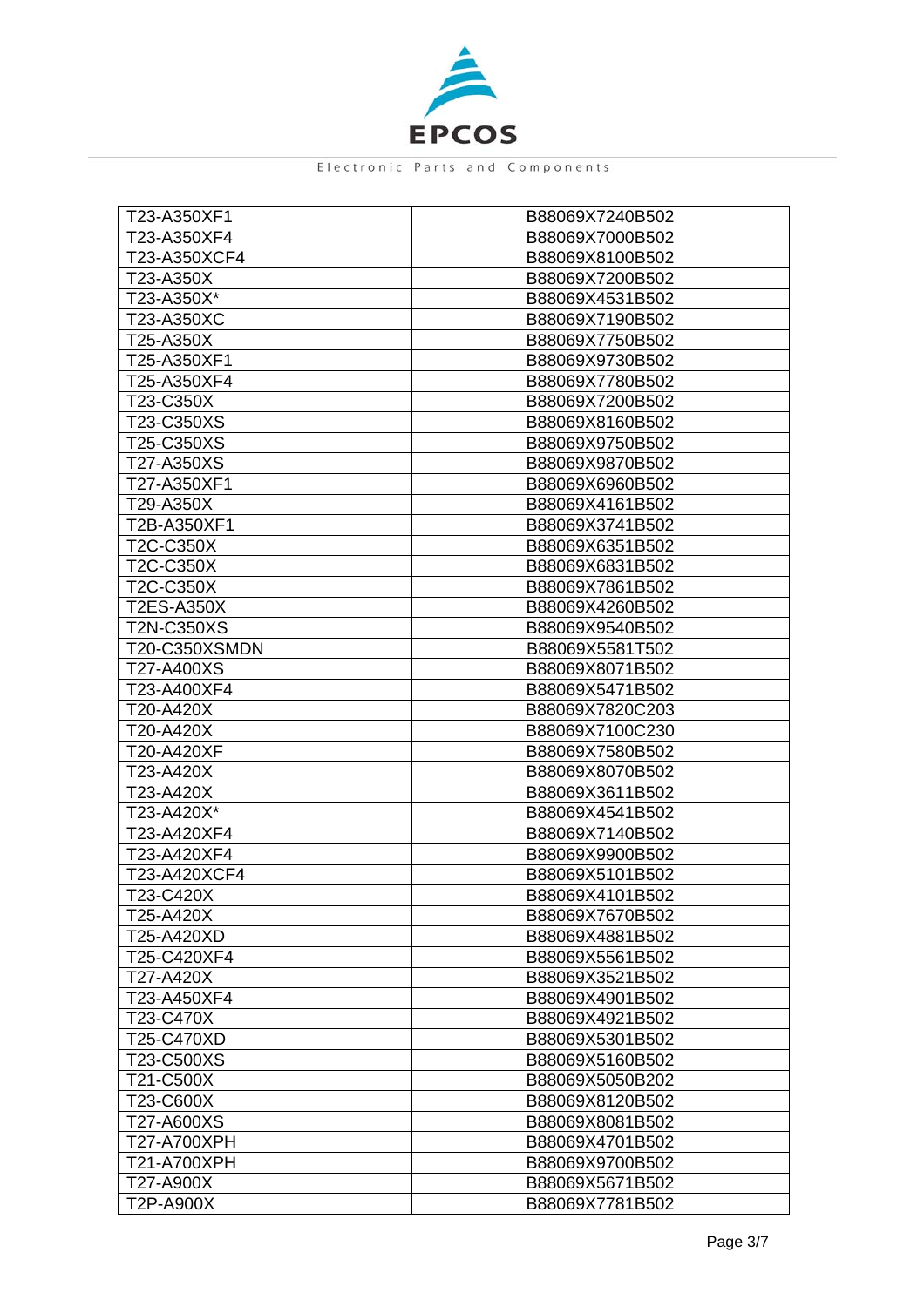| | |
|---|---|
| T23-A350XF1 | B88069X7240B502 |
| T23-A350XF4 | B88069X7000B502 |
| T23-A350XCF4 | B88069X8100B502 |
| T23-A350X | B88069X7200B502 |
| T23-A350X* | B88069X4531B502 |
| T23-A350XC | B88069X7190B502 |
| T25-A350X | B88069X7750B502 |
| T25-A350XF1 | B88069X9730B502 |
| T25-A350XF4 | B88069X7780B502 |
| T23-C350X | B88069X7200B502 |
| T23-C350XS | B88069X8160B502 |
| T25-C350XS | B88069X9750B502 |
| T27-A350XS | B88069X9870B502 |
| T27-A350XF1 | B88069X6960B502 |
| T29-A350X | B88069X4161B502 |
| T2B-A350XF1 | B88069X3741B502 |
| T2C-C350X | B88069X6351B502 |
| T2C-C350X | B88069X6831B502 |
| T2C-C350X | B88069X7861B502 |
| T2ES-A350X | B88069X4260B502 |
| T2N-C350XS | B88069X9540B502 |
| T20-C350XSMDN | B88069X5581T502 |
| T27-A400XS | B88069X8071B502 |
| T23-A400XF4 | B88069X5471B502 |
| T20-A420X | B88069X7820C203 |
| T20-A420X | B88069X7100C230 |
| T20-A420XF | B88069X7580B502 |
| T23-A420X | B88069X8070B502 |
| T23-A420X | B88069X3611B502 |
| T23-A420X* | B88069X4541B502 |
| T23-A420XF4 | B88069X7140B502 |
| T23-A420XF4 | B88069X9900B502 |
| T23-A420XCF4 | B88069X5101B502 |
| T23-C420X | B88069X4101B502 |
| T25-A420X | B88069X7670B502 |
| T25-A420XD | B88069X4881B502 |
| T25-C420XF4 | B88069X5561B502 |
| T27-A420X | B88069X3521B502 |
| T23-A450XF4 | B88069X4901B502 |
| T23-C470X | B88069X4921B502 |
| T25-C470XD | B88069X5301B502 |
| T23-C500XS | B88069X5160B502 |
| T21-C500X | B88069X5050B202 |
| T23-C600X | B88069X8120B502 |
| T27-A600XS | B88069X8081B502 |
| T27-A700XPH | B88069X4701B502 |
| T21-A700XPH | B88069X9700B502 |
| T27-A900X | B88069X5671B502 |
| T2P-A900X | B88069X7781B502 |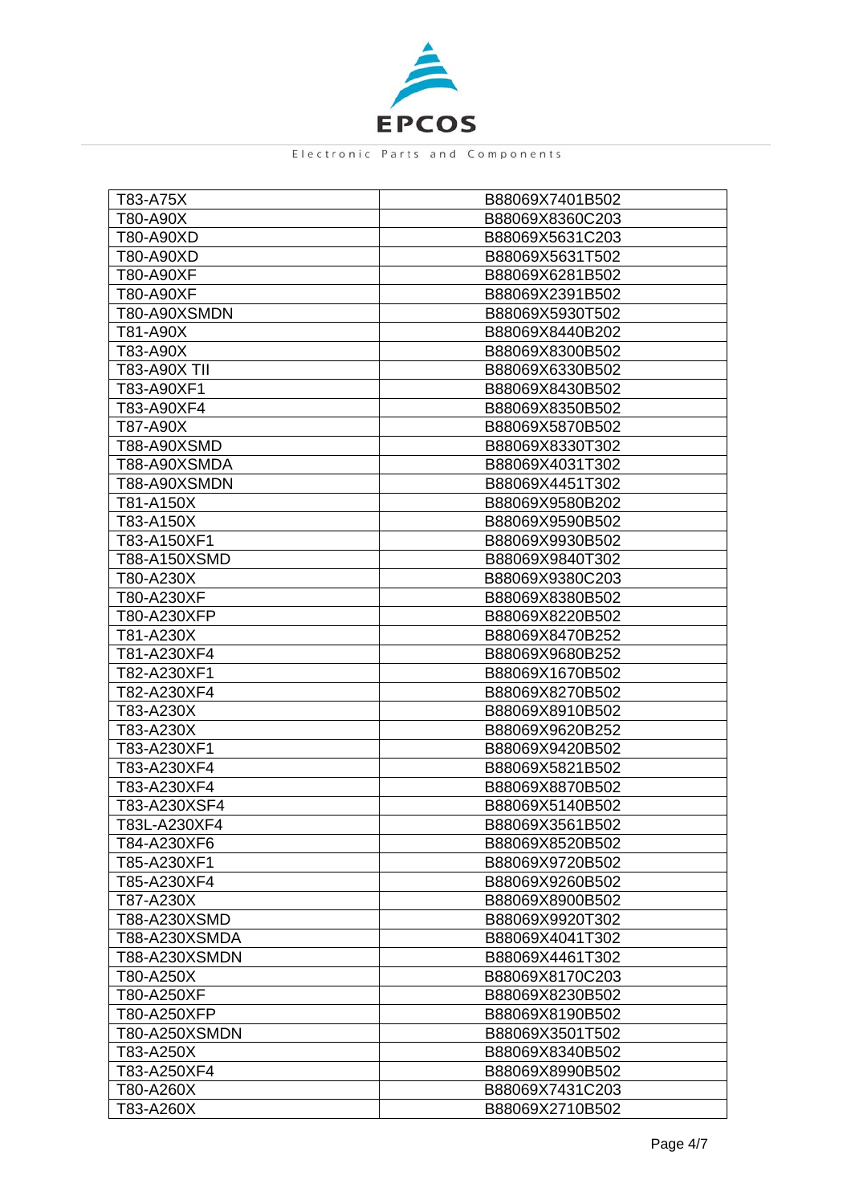| T83-A75X | B88069X7401B502 |
|---|---|
| T80-A90X | B88069X8360C203 |
| T80-A90XD | B88069X5631C203 |
| T80-A90XD | B88069X5631T502 |
| T80-A90XF | B88069X6281B502 |
| T80-A90XF | B88069X2391B502 |
| T80-A90XSMDN | B88069X5930T502 |
| T81-A90X | B88069X8440B202 |
| T83-A90X | B88069X8300B502 |
| T83-A90X TII | B88069X6330B502 |
| T83-A90XF1 | B88069X8430B502 |
| T83-A90XF4 | B88069X8350B502 |
| T87-A90X | B88069X5870B502 |
| T88-A90XSMD | B88069X8330T302 |
| T88-A90XSMDA | B88069X4031T302 |
| T88-A90XSMDN | B88069X4451T302 |
| T81-A150X | B88069X9580B202 |
| T83-A150X | B88069X9590B502 |
| T83-A150XF1 | B88069X9930B502 |
| T88-A150XSMD | B88069X9840T302 |
| T80-A230X | B88069X9380C203 |
| T80-A230XF | B88069X8380B502 |
| T80-A230XFP | B88069X8220B502 |
| T81-A230X | B88069X8470B252 |
| T81-A230XF4 | B88069X9680B252 |
| T82-A230XF1 | B88069X1670B502 |
| T82-A230XF4 | B88069X8270B502 |
| T83-A230X | B88069X8910B502 |
| T83-A230X | B88069X9620B252 |
| T83-A230XF1 | B88069X9420B502 |
| T83-A230XF4 | B88069X5821B502 |
| T83-A230XF4 | B88069X8870B502 |
| T83-A230XSF4 | B88069X5140B502 |
| T83L-A230XF4 | B88069X3561B502 |
| T84-A230XF6 | B88069X8520B502 |
| T85-A230XF1 | B88069X9720B502 |
| T85-A230XF4 | B88069X9260B502 |
| T87-A230X | B88069X8900B502 |
| T88-A230XSMD | B88069X9920T302 |
| T88-A230XSMDA | B88069X4041T302 |
| T88-A230XSMDN | B88069X4461T302 |
| T80-A250X | B88069X8170C203 |
| T80-A250XF | B88069X8230B502 |
| T80-A250XFP | B88069X8190B502 |
| T80-A250XSMDN | B88069X3501T502 |
| T83-A250X | B88069X8340B502 |
| T83-A250XF4 | B88069X8990B502 |
| T80-A260X | B88069X7431C203 |
| T83-A260X | B88069X2710B502 |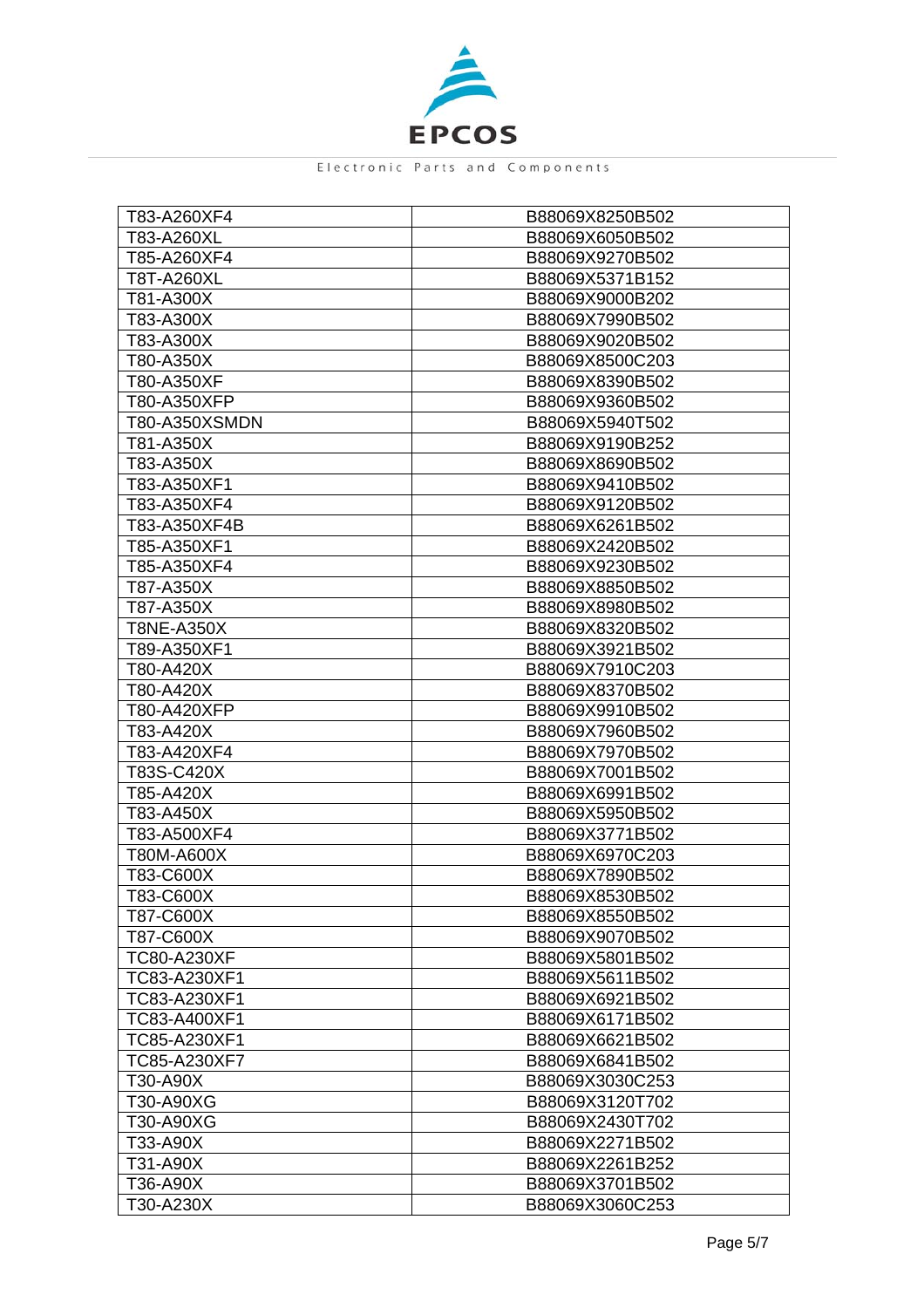| T83-A260XF4 | B88069X8250B502 |
|---|---|
| T83-A260XL | B88069X6050B502 |
| T85-A260XF4 | B88069X9270B502 |
| T8T-A260XL | B88069X5371B152 |
| T81-A300X | B88069X9000B202 |
| T83-A300X | B88069X7990B502 |
| T83-A300X | B88069X9020B502 |
| T80-A350X | B88069X8500C203 |
| T80-A350XF | B88069X8390B502 |
| T80-A350XFP | B88069X9360B502 |
| T80-A350XSMDN | B88069X5940T502 |
| T81-A350X | B88069X9190B252 |
| T83-A350X | B88069X8690B502 |
| T83-A350XF1 | B88069X9410B502 |
| T83-A350XF4 | B88069X9120B502 |
| T83-A350XF4B | B88069X6261B502 |
| T85-A350XF1 | B88069X2420B502 |
| T85-A350XF4 | B88069X9230B502 |
| T87-A350X | B88069X8850B502 |
| T87-A350X | B88069X8980B502 |
| T8NE-A350X | B88069X8320B502 |
| T89-A350XF1 | B88069X3921B502 |
| T80-A420X | B88069X7910C203 |
| T80-A420X | B88069X8370B502 |
| T80-A420XFP | B88069X9910B502 |
| T83-A420X | B88069X7960B502 |
| T83-A420XF4 | B88069X7970B502 |
| T83S-C420X | B88069X7001B502 |
| T85-A420X | B88069X6991B502 |
| T83-A450X | B88069X5950B502 |
| T83-A500XF4 | B88069X3771B502 |
| T80M-A600X | B88069X6970C203 |
| T83-C600X | B88069X7890B502 |
| T83-C600X | B88069X8530B502 |
| T87-C600X | B88069X8550B502 |
| T87-C600X | B88069X9070B502 |
| TC80-A230XF | B88069X5801B502 |
| TC83-A230XF1 | B88069X5611B502 |
| TC83-A230XF1 | B88069X6921B502 |
| TC83-A400XF1 | B88069X6171B502 |
| TC85-A230XF1 | B88069X6621B502 |
| TC85-A230XF7 | B88069X6841B502 |
| T30-A90X | B88069X3030C253 |
| T30-A90XG | B88069X3120T702 |
| T30-A90XG | B88069X2430T702 |
| T33-A90X | B88069X2271B502 |
| T31-A90X | B88069X2261B252 |
| T36-A90X | B88069X3701B502 |
| T30-A230X | B88069X3060C253 |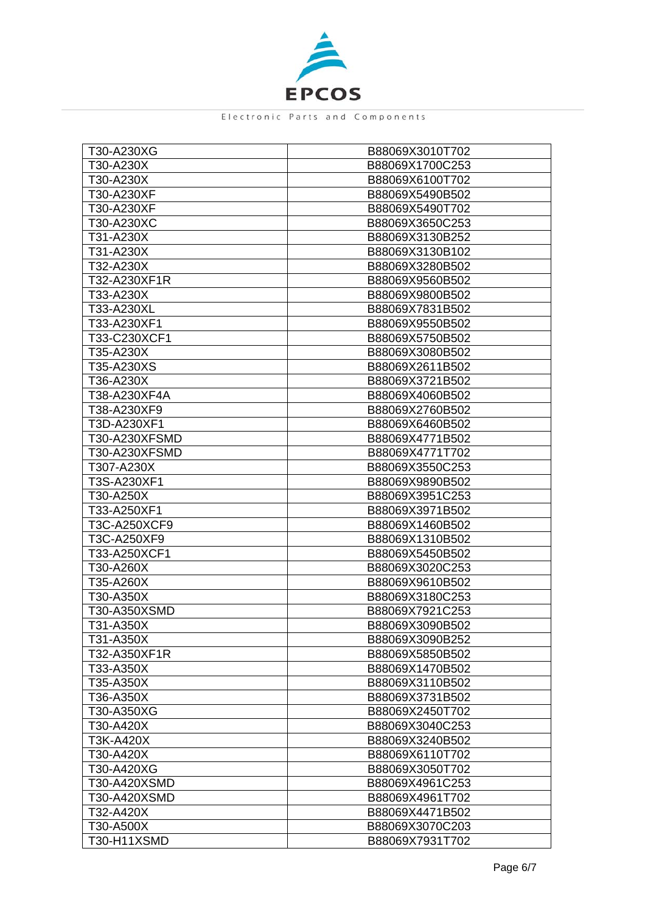| T30-A230XG | B88069X3010T702 |
|---|---|
| T30-A230X | B88069X1700C253 |
| T30-A230X | B88069X6100T702 |
| T30-A230XF | B88069X5490B502 |
| T30-A230XF | B88069X5490T702 |
| T30-A230XC | B88069X3650C253 |
| T31-A230X | B88069X3130B252 |
| T31-A230X | B88069X3130B102 |
| T32-A230X | B88069X3280B502 |
| T32-A230XF1R | B88069X9560B502 |
| T33-A230X | B88069X9800B502 |
| T33-A230XL | B88069X7831B502 |
| T33-A230XF1 | B88069X9550B502 |
| T33-C230XCF1 | B88069X5750B502 |
| T35-A230X | B88069X3080B502 |
| T35-A230XS | B88069X2611B502 |
| T36-A230X | B88069X3721B502 |
| T38-A230XF4A | B88069X4060B502 |
| T38-A230XF9 | B88069X2760B502 |
| T3D-A230XF1 | B88069X6460B502 |
| T30-A230XFSMD | B88069X4771B502 |
| T30-A230XFSMD | B88069X4771T702 |
| T307-A230X | B88069X3550C253 |
| T3S-A230XF1 | B88069X9890B502 |
| T30-A250X | B88069X3951C253 |
| T33-A250XF1 | B88069X3971B502 |
| T3C-A250XCF9 | B88069X1460B502 |
| T3C-A250XF9 | B88069X1310B502 |
| T33-A250XCF1 | B88069X5450B502 |
| T30-A260X | B88069X3020C253 |
| T35-A260X | B88069X9610B502 |
| T30-A350X | B88069X3180C253 |
| T30-A350XSMD | B88069X7921C253 |
| T31-A350X | B88069X3090B502 |
| T31-A350X | B88069X3090B252 |
| T32-A350XF1R | B88069X5850B502 |
| T33-A350X | B88069X1470B502 |
| T35-A350X | B88069X3110B502 |
| T36-A350X | B88069X3731B502 |
| T30-A350XG | B88069X2450T702 |
| T30-A420X | B88069X3040C253 |
| T3K-A420X | B88069X3240B502 |
| T30-A420X | B88069X6110T702 |
| T30-A420XG | B88069X3050T702 |
| T30-A420XSMD | B88069X4961C253 |
| T30-A420XSMD | B88069X4961T702 |
| T32-A420X | B88069X4471B502 |
| T30-A500X | B88069X3070C203 |
| T30-H11XSMD | B88069X7931T702 |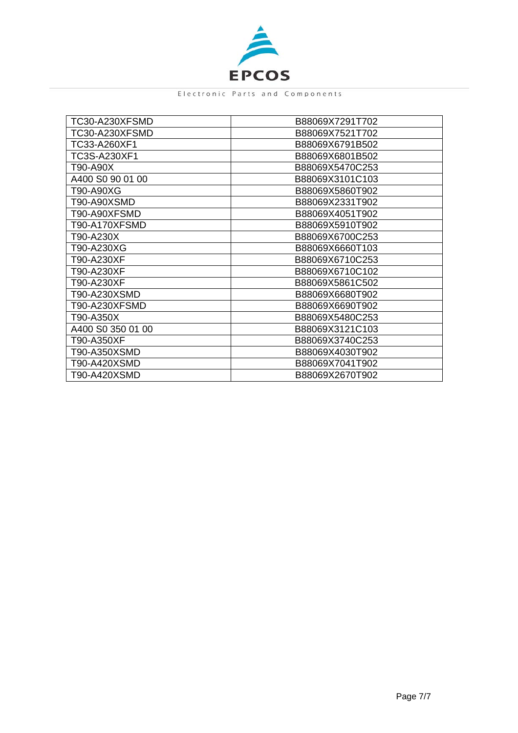| | |
|---|---|
| TC30-A230XFSMD | B88069X7291T702 |
| TC30-A230XFSMD | B88069X7521T702 |
| TC33-A260XF1 | B88069X6791B502 |
| TC3S-A230XF1 | B88069X6801B502 |
| T90-A90X | B88069X5470C253 |
| A400 S0 90 01 00 | B88069X3101C103 |
| T90-A90XG | B88069X5860T902 |
| T90-A90XSMD | B88069X2331T902 |
| T90-A90XFSMD | B88069X4051T902 |
| T90-A170XFSMD | B88069X5910T902 |
| T90-A230X | B88069X6700C253 |
| T90-A230XG | B88069X6660T103 |
| T90-A230XF | B88069X6710C253 |
| T90-A230XF | B88069X6710C102 |
| T90-A230XF | B88069X5861C502 |
| T90-A230XSMD | B88069X6680T902 |
| T90-A230XFSMD | B88069X6690T902 |
| T90-A350X | B88069X5480C253 |
| A400 S0 350 01 00 | B88069X3121C103 |
| T90-A350XF | B88069X3740C253 |
| T90-A350XSMD | B88069X4030T902 |
| T90-A420XSMD | B88069X7041T902 |
| T90-A420XSMD | B88069X2670T902 |